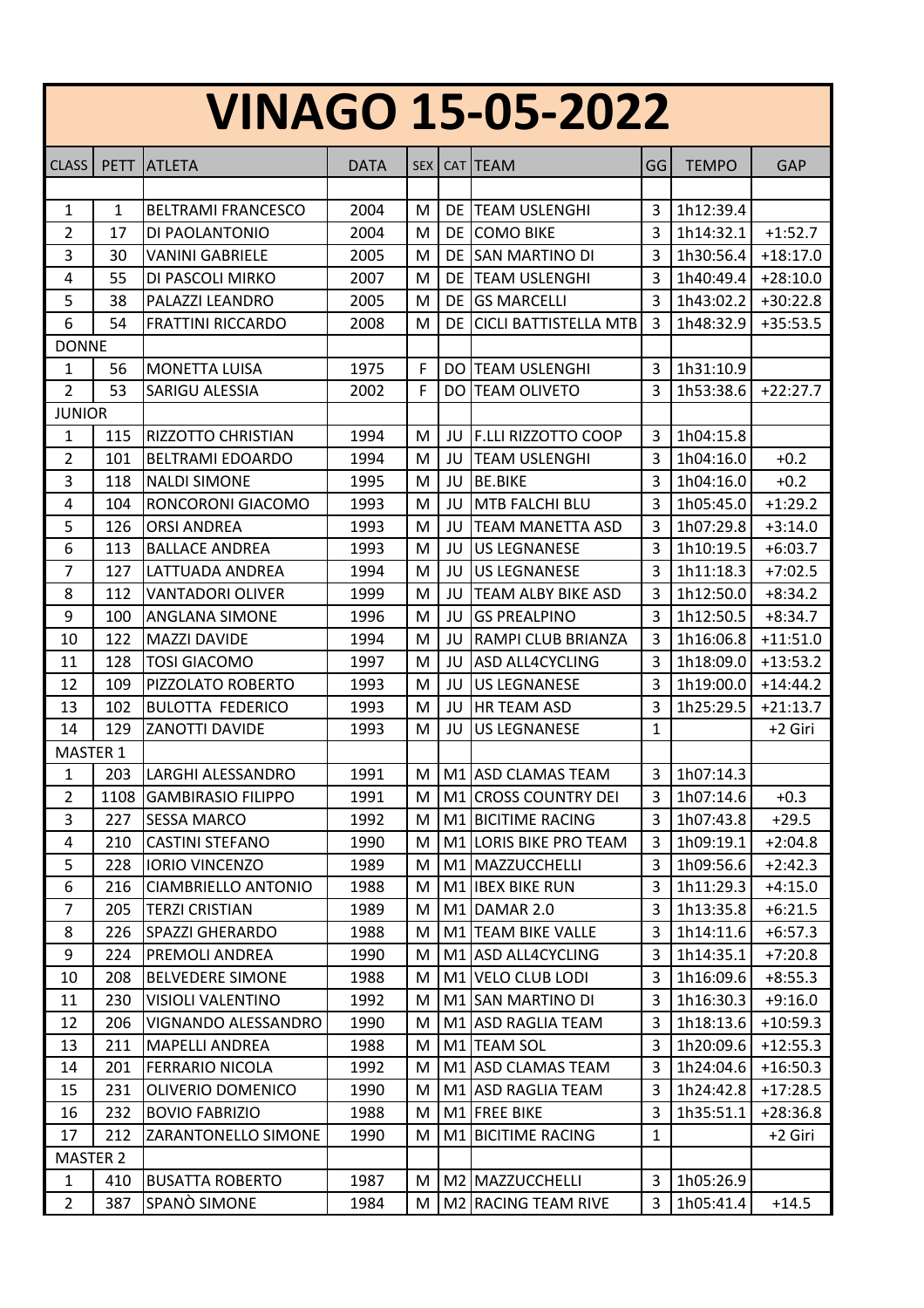# VINAGO 15-05-2022

| CLASS | PETT | ATLETA | DATA | SEX | CAT | TEAM | GG | TEMPO | GAP |
|---|---|---|---|---|---|---|---|---|---|
| | | | | | | | | | |
| 1 | 1 | BELTRAMI FRANCESCO | 2004 | M | DE | TEAM USLENGHI | 3 | 1h12:39.4 | |
| 2 | 17 | DI PAOLANTONIO | 2004 | M | DE | COMO BIKE | 3 | 1h14:32.1 | +1:52.7 |
| 3 | 30 | VANINI GABRIELE | 2005 | M | DE | SAN MARTINO DI | 3 | 1h30:56.4 | +18:17.0 |
| 4 | 55 | DI PASCOLI MIRKO | 2007 | M | DE | TEAM USLENGHI | 3 | 1h40:49.4 | +28:10.0 |
| 5 | 38 | PALAZZI LEANDRO | 2005 | M | DE | GS MARCELLI | 3 | 1h43:02.2 | +30:22.8 |
| 6 | 54 | FRATTINI RICCARDO | 2008 | M | DE | CICLI BATTISTELLA MTB | 3 | 1h48:32.9 | +35:53.5 |
| DONNE | | | | | | | | | |
| 1 | 56 | MONETTA LUISA | 1975 | F | DO | TEAM USLENGHI | 3 | 1h31:10.9 | |
| 2 | 53 | SARIGU ALESSIA | 2002 | F | DO | TEAM OLIVETO | 3 | 1h53:38.6 | +22:27.7 |
| JUNIOR | | | | | | | | | |
| 1 | 115 | RIZZOTTO CHRISTIAN | 1994 | M | JU | F.LLI RIZZOTTO COOP | 3 | 1h04:15.8 | |
| 2 | 101 | BELTRAMI EDOARDO | 1994 | M | JU | TEAM USLENGHI | 3 | 1h04:16.0 | +0.2 |
| 3 | 118 | NALDI SIMONE | 1995 | M | JU | BE.BIKE | 3 | 1h04:16.0 | +0.2 |
| 4 | 104 | RONCORONI GIACOMO | 1993 | M | JU | MTB FALCHI BLU | 3 | 1h05:45.0 | +1:29.2 |
| 5 | 126 | ORSI ANDREA | 1993 | M | JU | TEAM MANETTA ASD | 3 | 1h07:29.8 | +3:14.0 |
| 6 | 113 | BALLACE ANDREA | 1993 | M | JU | US LEGNANESE | 3 | 1h10:19.5 | +6:03.7 |
| 7 | 127 | LATTUADA ANDREA | 1994 | M | JU | US LEGNANESE | 3 | 1h11:18.3 | +7:02.5 |
| 8 | 112 | VANTADORI OLIVER | 1999 | M | JU | TEAM ALBY BIKE ASD | 3 | 1h12:50.0 | +8:34.2 |
| 9 | 100 | ANGLANA SIMONE | 1996 | M | JU | GS PREALPINO | 3 | 1h12:50.5 | +8:34.7 |
| 10 | 122 | MAZZI DAVIDE | 1994 | M | JU | RAMPI CLUB BRIANZA | 3 | 1h16:06.8 | +11:51.0 |
| 11 | 128 | TOSI GIACOMO | 1997 | M | JU | ASD ALL4CYCLING | 3 | 1h18:09.0 | +13:53.2 |
| 12 | 109 | PIZZOLATO ROBERTO | 1993 | M | JU | US LEGNANESE | 3 | 1h19:00.0 | +14:44.2 |
| 13 | 102 | BULOTTA FEDERICO | 1993 | M | JU | HR TEAM ASD | 3 | 1h25:29.5 | +21:13.7 |
| 14 | 129 | ZANOTTI DAVIDE | 1993 | M | JU | US LEGNANESE | 1 | | +2 Giri |
| MASTER 1 | | | | | | | | | |
| 1 | 203 | LARGHI ALESSANDRO | 1991 | M | M1 | ASD CLAMAS TEAM | 3 | 1h07:14.3 | |
| 2 | 1108 | GAMBIRASIO FILIPPO | 1991 | M | M1 | CROSS COUNTRY DEI | 3 | 1h07:14.6 | +0.3 |
| 3 | 227 | SESSA MARCO | 1992 | M | M1 | BICITIME RACING | 3 | 1h07:43.8 | +29.5 |
| 4 | 210 | CASTINI STEFANO | 1990 | M | M1 | LORIS BIKE PRO TEAM | 3 | 1h09:19.1 | +2:04.8 |
| 5 | 228 | IORIO VINCENZO | 1989 | M | M1 | MAZZUCCHELLI | 3 | 1h09:56.6 | +2:42.3 |
| 6 | 216 | CIAMBRIELLO ANTONIO | 1988 | M | M1 | IBEX BIKE RUN | 3 | 1h11:29.3 | +4:15.0 |
| 7 | 205 | TERZI CRISTIAN | 1989 | M | M1 | DAMAR 2.0 | 3 | 1h13:35.8 | +6:21.5 |
| 8 | 226 | SPAZZI GHERARDO | 1988 | M | M1 | TEAM BIKE VALLE | 3 | 1h14:11.6 | +6:57.3 |
| 9 | 224 | PREMOLI ANDREA | 1990 | M | M1 | ASD ALL4CYCLING | 3 | 1h14:35.1 | +7:20.8 |
| 10 | 208 | BELVEDERE SIMONE | 1988 | M | M1 | VELO CLUB LODI | 3 | 1h16:09.6 | +8:55.3 |
| 11 | 230 | VISIOLI VALENTINO | 1992 | M | M1 | SAN MARTINO DI | 3 | 1h16:30.3 | +9:16.0 |
| 12 | 206 | VIGNANDO ALESSANDRO | 1990 | M | M1 | ASD RAGLIA TEAM | 3 | 1h18:13.6 | +10:59.3 |
| 13 | 211 | MAPELLI ANDREA | 1988 | M | M1 | TEAM SOL | 3 | 1h20:09.6 | +12:55.3 |
| 14 | 201 | FERRARIO NICOLA | 1992 | M | M1 | ASD CLAMAS TEAM | 3 | 1h24:04.6 | +16:50.3 |
| 15 | 231 | OLIVERIO DOMENICO | 1990 | M | M1 | ASD RAGLIA TEAM | 3 | 1h24:42.8 | +17:28.5 |
| 16 | 232 | BOVIO FABRIZIO | 1988 | M | M1 | FREE BIKE | 3 | 1h35:51.1 | +28:36.8 |
| 17 | 212 | ZARANTONELLO SIMONE | 1990 | M | M1 | BICITIME RACING | 1 | | +2 Giri |
| MASTER 2 | | | | | | | | | |
| 1 | 410 | BUSATTA ROBERTO | 1987 | M | M2 | MAZZUCCHELLI | 3 | 1h05:26.9 | |
| 2 | 387 | SPANÒ SIMONE | 1984 | M | M2 | RACING TEAM RIVE | 3 | 1h05:41.4 | +14.5 |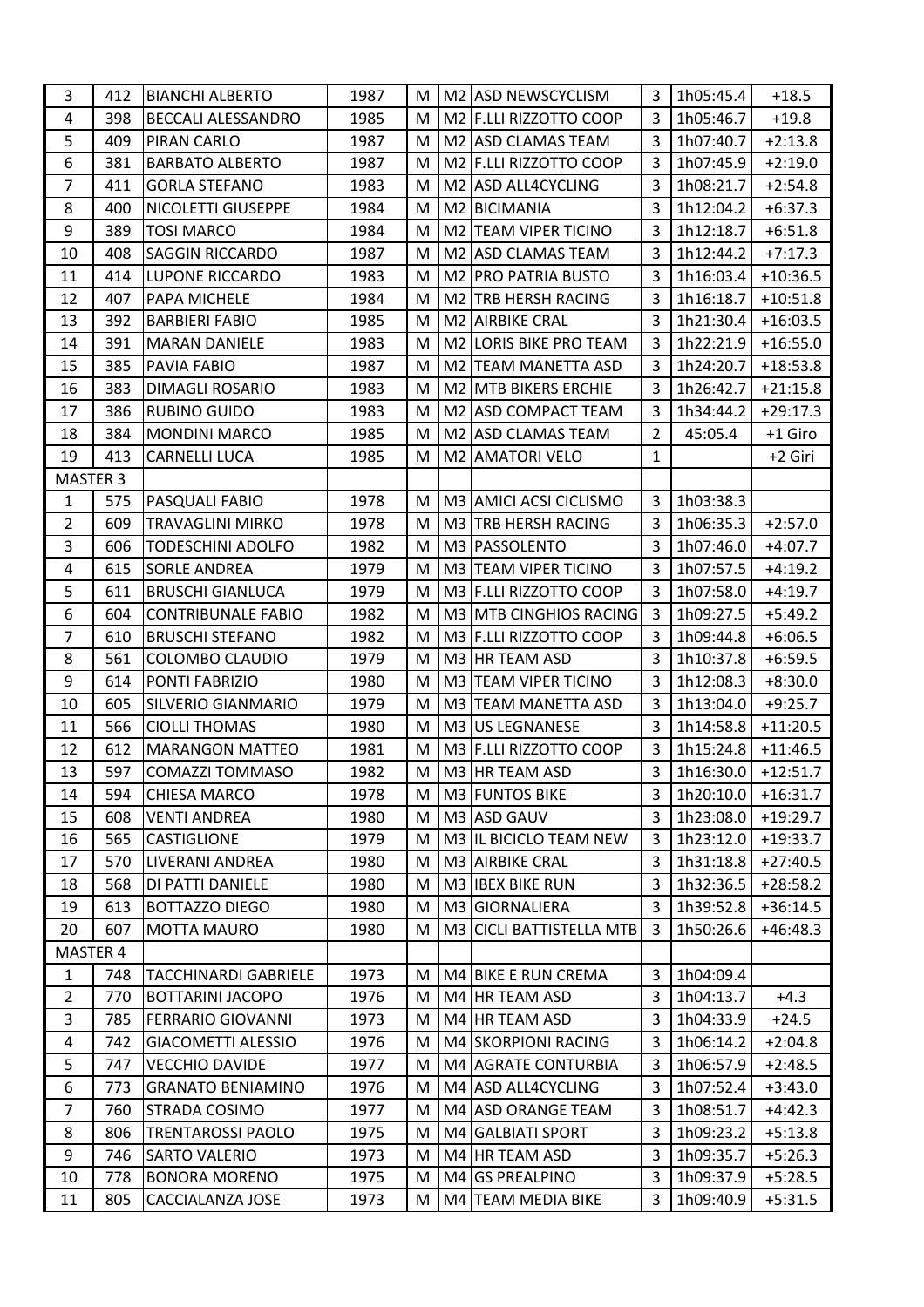| | | | | | | | | | |
|---|---|---|---|---|---|---|---|---|---|
| 3 | 412 | BIANCHI ALBERTO | 1987 | M | M2 | ASD NEWSCYCLISM | 3 | 1h05:45.4 | +18.5 |
| 4 | 398 | BECCALI ALESSANDRO | 1985 | M | M2 | F.LLI RIZZOTTO COOP | 3 | 1h05:46.7 | +19.8 |
| 5 | 409 | PIRAN CARLO | 1987 | M | M2 | ASD CLAMAS TEAM | 3 | 1h07:40.7 | +2:13.8 |
| 6 | 381 | BARBATO ALBERTO | 1987 | M | M2 | F.LLI RIZZOTTO COOP | 3 | 1h07:45.9 | +2:19.0 |
| 7 | 411 | GORLA STEFANO | 1983 | M | M2 | ASD ALL4CYCLING | 3 | 1h08:21.7 | +2:54.8 |
| 8 | 400 | NICOLETTI GIUSEPPE | 1984 | M | M2 | BICIMANIA | 3 | 1h12:04.2 | +6:37.3 |
| 9 | 389 | TOSI MARCO | 1984 | M | M2 | TEAM VIPER TICINO | 3 | 1h12:18.7 | +6:51.8 |
| 10 | 408 | SAGGIN RICCARDO | 1987 | M | M2 | ASD CLAMAS TEAM | 3 | 1h12:44.2 | +7:17.3 |
| 11 | 414 | LUPONE RICCARDO | 1983 | M | M2 | PRO PATRIA BUSTO | 3 | 1h16:03.4 | +10:36.5 |
| 12 | 407 | PAPA MICHELE | 1984 | M | M2 | TRB HERSH RACING | 3 | 1h16:18.7 | +10:51.8 |
| 13 | 392 | BARBIERI FABIO | 1985 | M | M2 | AIRBIKE CRAL | 3 | 1h21:30.4 | +16:03.5 |
| 14 | 391 | MARAN DANIELE | 1983 | M | M2 | LORIS BIKE PRO TEAM | 3 | 1h22:21.9 | +16:55.0 |
| 15 | 385 | PAVIA FABIO | 1987 | M | M2 | TEAM MANETTA ASD | 3 | 1h24:20.7 | +18:53.8 |
| 16 | 383 | DIMAGLI ROSARIO | 1983 | M | M2 | MTB BIKERS ERCHIE | 3 | 1h26:42.7 | +21:15.8 |
| 17 | 386 | RUBINO GUIDO | 1983 | M | M2 | ASD COMPACT TEAM | 3 | 1h34:44.2 | +29:17.3 |
| 18 | 384 | MONDINI MARCO | 1985 | M | M2 | ASD CLAMAS TEAM | 2 | 45:05.4 | +1 Giro |
| 19 | 413 | CARNELLI LUCA | 1985 | M | M2 | AMATORI VELO | 1 | | +2 Giri |
| MASTER 3 | | | | | | | | | |
| 1 | 575 | PASQUALI FABIO | 1978 | M | M3 | AMICI ACSI CICLISMO | 3 | 1h03:38.3 | |
| 2 | 609 | TRAVAGLINI MIRKO | 1978 | M | M3 | TRB HERSH RACING | 3 | 1h06:35.3 | +2:57.0 |
| 3 | 606 | TODESCHINI ADOLFO | 1982 | M | M3 | PASSOLENTO | 3 | 1h07:46.0 | +4:07.7 |
| 4 | 615 | SORLE ANDREA | 1979 | M | M3 | TEAM VIPER TICINO | 3 | 1h07:57.5 | +4:19.2 |
| 5 | 611 | BRUSCHI GIANLUCA | 1979 | M | M3 | F.LLI RIZZOTTO COOP | 3 | 1h07:58.0 | +4:19.7 |
| 6 | 604 | CONTRIBUNALE FABIO | 1982 | M | M3 | MTB CINGHIOS RACING | 3 | 1h09:27.5 | +5:49.2 |
| 7 | 610 | BRUSCHI STEFANO | 1982 | M | M3 | F.LLI RIZZOTTO COOP | 3 | 1h09:44.8 | +6:06.5 |
| 8 | 561 | COLOMBO CLAUDIO | 1979 | M | M3 | HR TEAM ASD | 3 | 1h10:37.8 | +6:59.5 |
| 9 | 614 | PONTI FABRIZIO | 1980 | M | M3 | TEAM VIPER TICINO | 3 | 1h12:08.3 | +8:30.0 |
| 10 | 605 | SILVERIO GIANMARIO | 1979 | M | M3 | TEAM MANETTA ASD | 3 | 1h13:04.0 | +9:25.7 |
| 11 | 566 | CIOLLI THOMAS | 1980 | M | M3 | US LEGNANESE | 3 | 1h14:58.8 | +11:20.5 |
| 12 | 612 | MARANGON MATTEO | 1981 | M | M3 | F.LLI RIZZOTTO COOP | 3 | 1h15:24.8 | +11:46.5 |
| 13 | 597 | COMAZZI TOMMASO | 1982 | M | M3 | HR TEAM ASD | 3 | 1h16:30.0 | +12:51.7 |
| 14 | 594 | CHIESA MARCO | 1978 | M | M3 | FUNTOS BIKE | 3 | 1h20:10.0 | +16:31.7 |
| 15 | 608 | VENTI ANDREA | 1980 | M | M3 | ASD GAUV | 3 | 1h23:08.0 | +19:29.7 |
| 16 | 565 | CASTIGLIONE | 1979 | M | M3 | IL BICICLO TEAM NEW | 3 | 1h23:12.0 | +19:33.7 |
| 17 | 570 | LIVERANI ANDREA | 1980 | M | M3 | AIRBIKE CRAL | 3 | 1h31:18.8 | +27:40.5 |
| 18 | 568 | DI PATTI DANIELE | 1980 | M | M3 | IBEX BIKE RUN | 3 | 1h32:36.5 | +28:58.2 |
| 19 | 613 | BOTTAZZO DIEGO | 1980 | M | M3 | GIORNALIERA | 3 | 1h39:52.8 | +36:14.5 |
| 20 | 607 | MOTTA MAURO | 1980 | M | M3 | CICLI BATTISTELLA MTB | 3 | 1h50:26.6 | +46:48.3 |
| MASTER 4 | | | | | | | | | |
| 1 | 748 | TACCHINARDI GABRIELE | 1973 | M | M4 | BIKE E RUN CREMA | 3 | 1h04:09.4 | |
| 2 | 770 | BOTTARINI JACOPO | 1976 | M | M4 | HR TEAM ASD | 3 | 1h04:13.7 | +4.3 |
| 3 | 785 | FERRARIO GIOVANNI | 1973 | M | M4 | HR TEAM ASD | 3 | 1h04:33.9 | +24.5 |
| 4 | 742 | GIACOMETTI ALESSIO | 1976 | M | M4 | SKORPIONI RACING | 3 | 1h06:14.2 | +2:04.8 |
| 5 | 747 | VECCHIO DAVIDE | 1977 | M | M4 | AGRATE CONTURBIA | 3 | 1h06:57.9 | +2:48.5 |
| 6 | 773 | GRANATO BENIAMINO | 1976 | M | M4 | ASD ALL4CYCLING | 3 | 1h07:52.4 | +3:43.0 |
| 7 | 760 | STRADA COSIMO | 1977 | M | M4 | ASD ORANGE TEAM | 3 | 1h08:51.7 | +4:42.3 |
| 8 | 806 | TRENTAROSSI PAOLO | 1975 | M | M4 | GALBIATI SPORT | 3 | 1h09:23.2 | +5:13.8 |
| 9 | 746 | SARTO VALERIO | 1973 | M | M4 | HR TEAM ASD | 3 | 1h09:35.7 | +5:26.3 |
| 10 | 778 | BONORA MORENO | 1975 | M | M4 | GS PREALPINO | 3 | 1h09:37.9 | +5:28.5 |
| 11 | 805 | CACCIALANZA JOSE | 1973 | M | M4 | TEAM MEDIA BIKE | 3 | 1h09:40.9 | +5:31.5 |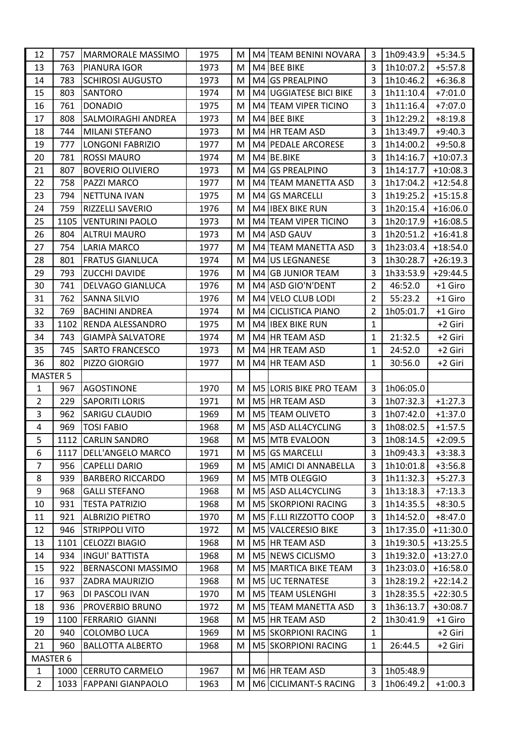| 12 | 757 | MARMORALE MASSIMO | 1975 | M | M4 | TEAM BENINI NOVARA | 3 | 1h09:43.9 | +5:34.5 |
|---|---|---|---|---|---|---|---|---|---|
| 13 | 763 | PIANURA IGOR | 1973 | M | M4 | BEE BIKE | 3 | 1h10:07.2 | +5:57.8 |
| 14 | 783 | SCHIROSI AUGUSTO | 1973 | M | M4 | GS PREALPINO | 3 | 1h10:46.2 | +6:36.8 |
| 15 | 803 | SANTORO | 1974 | M | M4 | UGGIATESE BICI BIKE | 3 | 1h11:10.4 | +7:01.0 |
| 16 | 761 | DONADIO | 1975 | M | M4 | TEAM VIPER TICINO | 3 | 1h11:16.4 | +7:07.0 |
| 17 | 808 | SALMOIRAGHI ANDREA | 1973 | M | M4 | BEE BIKE | 3 | 1h12:29.2 | +8:19.8 |
| 18 | 744 | MILANI STEFANO | 1973 | M | M4 | HR TEAM ASD | 3 | 1h13:49.7 | +9:40.3 |
| 19 | 777 | LONGONI FABRIZIO | 1977 | M | M4 | PEDALE ARCORESE | 3 | 1h14:00.2 | +9:50.8 |
| 20 | 781 | ROSSI MAURO | 1974 | M | M4 | BE.BIKE | 3 | 1h14:16.7 | +10:07.3 |
| 21 | 807 | BOVERIO OLIVIERO | 1973 | M | M4 | GS PREALPINO | 3 | 1h14:17.7 | +10:08.3 |
| 22 | 758 | PAZZI MARCO | 1977 | M | M4 | TEAM MANETTA ASD | 3 | 1h17:04.2 | +12:54.8 |
| 23 | 794 | NETTUNA IVAN | 1975 | M | M4 | GS MARCELLI | 3 | 1h19:25.2 | +15:15.8 |
| 24 | 759 | RIZZELLI SAVERIO | 1976 | M | M4 | IBEX BIKE RUN | 3 | 1h20:15.4 | +16:06.0 |
| 25 | 1105 | VENTURINI PAOLO | 1973 | M | M4 | TEAM VIPER TICINO | 3 | 1h20:17.9 | +16:08.5 |
| 26 | 804 | ALTRUI MAURO | 1973 | M | M4 | ASD GAUV | 3 | 1h20:51.2 | +16:41.8 |
| 27 | 754 | LARIA MARCO | 1977 | M | M4 | TEAM MANETTA ASD | 3 | 1h23:03.4 | +18:54.0 |
| 28 | 801 | FRATUS GIANLUCA | 1974 | M | M4 | US LEGNANESE | 3 | 1h30:28.7 | +26:19.3 |
| 29 | 793 | ZUCCHI DAVIDE | 1976 | M | M4 | GB JUNIOR TEAM | 3 | 1h33:53.9 | +29:44.5 |
| 30 | 741 | DELVAGO GIANLUCA | 1976 | M | M4 | ASD GIO'N'DENT | 2 | 46:52.0 | +1 Giro |
| 31 | 762 | SANNA SILVIO | 1976 | M | M4 | VELO CLUB LODI | 2 | 55:23.2 | +1 Giro |
| 32 | 769 | BACHINI ANDREA | 1974 | M | M4 | CICLISTICA PIANO | 2 | 1h05:01.7 | +1 Giro |
| 33 | 1102 | RENDA ALESSANDRO | 1975 | M | M4 | IBEX BIKE RUN | 1 | | +2 Giri |
| 34 | 743 | GIAMPÀ SALVATORE | 1974 | M | M4 | HR TEAM ASD | 1 | 21:32.5 | +2 Giri |
| 35 | 745 | SARTO FRANCESCO | 1973 | M | M4 | HR TEAM ASD | 1 | 24:52.0 | +2 Giri |
| 36 | 802 | PIZZO GIORGIO | 1977 | M | M4 | HR TEAM ASD | 1 | 30:56.0 | +2 Giri |
| MASTER 5 | | | | | | | | | |
| 1 | 967 | AGOSTINONE | 1970 | M | M5 | LORIS BIKE PRO TEAM | 3 | 1h06:05.0 | |
| 2 | 229 | SAPORITI LORIS | 1971 | M | M5 | HR TEAM ASD | 3 | 1h07:32.3 | +1:27.3 |
| 3 | 962 | SARIGU CLAUDIO | 1969 | M | M5 | TEAM OLIVETO | 3 | 1h07:42.0 | +1:37.0 |
| 4 | 969 | TOSI FABIO | 1968 | M | M5 | ASD ALL4CYCLING | 3 | 1h08:02.5 | +1:57.5 |
| 5 | 1112 | CARLIN SANDRO | 1968 | M | M5 | MTB EVALOON | 3 | 1h08:14.5 | +2:09.5 |
| 6 | 1117 | DELL'ANGELO MARCO | 1971 | M | M5 | GS MARCELLI | 3 | 1h09:43.3 | +3:38.3 |
| 7 | 956 | CAPELLI DARIO | 1969 | M | M5 | AMICI DI ANNABELLA | 3 | 1h10:01.8 | +3:56.8 |
| 8 | 939 | BARBERO RICCARDO | 1969 | M | M5 | MTB OLEGGIO | 3 | 1h11:32.3 | +5:27.3 |
| 9 | 968 | GALLI STEFANO | 1968 | M | M5 | ASD ALL4CYCLING | 3 | 1h13:18.3 | +7:13.3 |
| 10 | 931 | TESTA PATRIZIO | 1968 | M | M5 | SKORPIONI RACING | 3 | 1h14:35.5 | +8:30.5 |
| 11 | 921 | ALBRIZIO PIETRO | 1970 | M | M5 | F.LLI RIZZOTTO COOP | 3 | 1h14:52.0 | +8:47.0 |
| 12 | 946 | STRIPPOLI VITO | 1972 | M | M5 | VALCERESIO BIKE | 3 | 1h17:35.0 | +11:30.0 |
| 13 | 1101 | CELOZZI BIAGIO | 1968 | M | M5 | HR TEAM ASD | 3 | 1h19:30.5 | +13:25.5 |
| 14 | 934 | INGUI' BATTISTA | 1968 | M | M5 | NEWS CICLISMO | 3 | 1h19:32.0 | +13:27.0 |
| 15 | 922 | BERNASCONI MASSIMO | 1968 | M | M5 | MARTICA BIKE TEAM | 3 | 1h23:03.0 | +16:58.0 |
| 16 | 937 | ZADRA MAURIZIO | 1968 | M | M5 | UC TERNATESE | 3 | 1h28:19.2 | +22:14.2 |
| 17 | 963 | DI PASCOLI IVAN | 1970 | M | M5 | TEAM USLENGHI | 3 | 1h28:35.5 | +22:30.5 |
| 18 | 936 | PROVERBIO BRUNO | 1972 | M | M5 | TEAM MANETTA ASD | 3 | 1h36:13.7 | +30:08.7 |
| 19 | 1100 | FERRARIO GIANNI | 1968 | M | M5 | HR TEAM ASD | 2 | 1h30:41.9 | +1 Giro |
| 20 | 940 | COLOMBO LUCA | 1969 | M | M5 | SKORPIONI RACING | 1 | | +2 Giri |
| 21 | 960 | BALLOTTA ALBERTO | 1968 | M | M5 | SKORPIONI RACING | 1 | 26:44.5 | +2 Giri |
| MASTER 6 | | | | | | | | | |
| 1 | 1000 | CERRUTO CARMELO | 1967 | M | M6 | HR TEAM ASD | 3 | 1h05:48.9 | |
| 2 | 1033 | FAPPANI GIANPAOLO | 1963 | M | M6 | CICLIMANT-S RACING | 3 | 1h06:49.2 | +1:00.3 |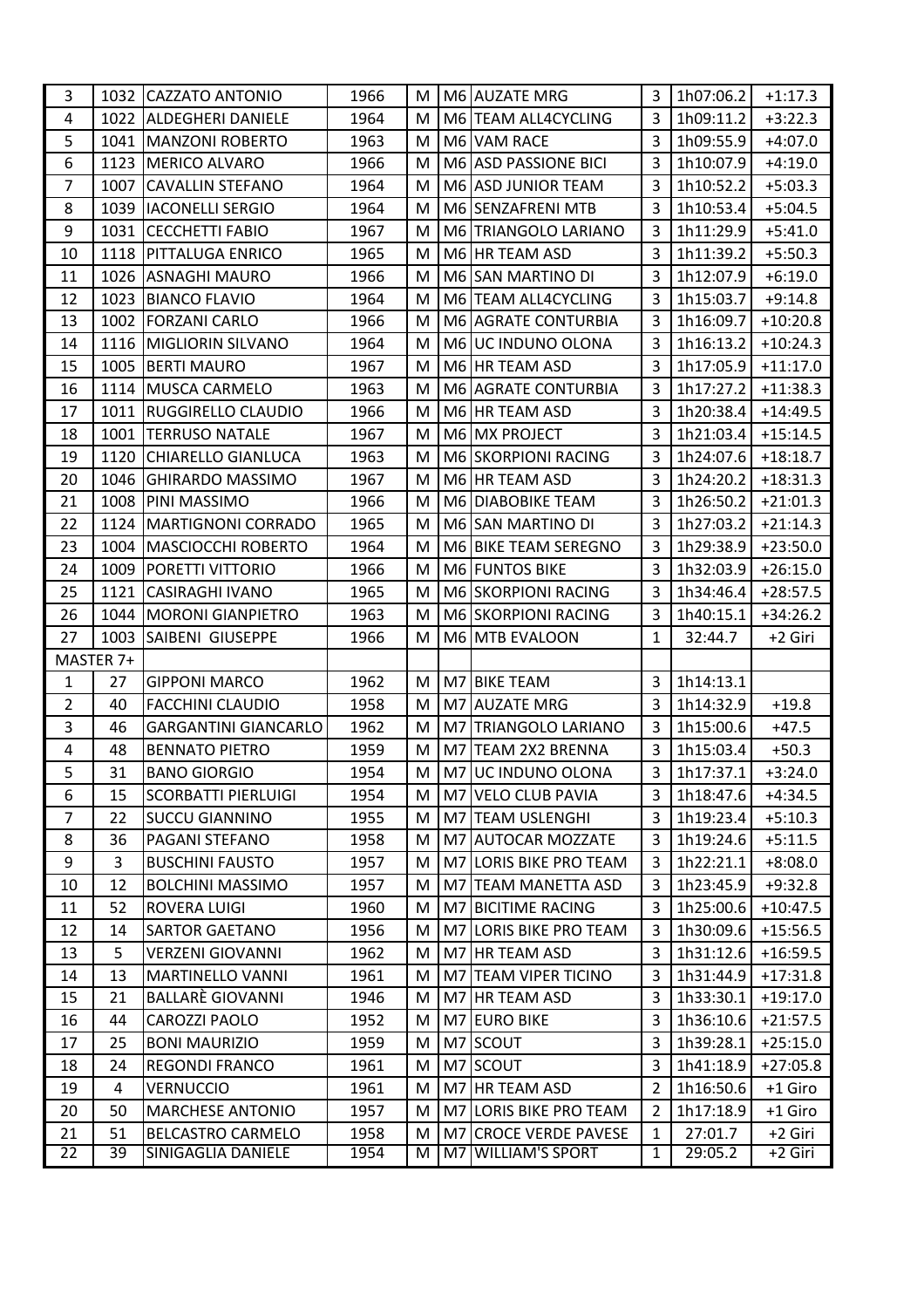| | | | | | | | | | | |
|---|---|---|---|---|---|---|---|---|---|---|
| 3 | 1032 | CAZZATO ANTONIO | 1966 | M | M6 | AUZATE MRG | 3 | 1h07:06.2 | +1:17.3 |
| 4 | 1022 | ALDEGHERI DANIELE | 1964 | M | M6 | TEAM ALL4CYCLING | 3 | 1h09:11.2 | +3:22.3 |
| 5 | 1041 | MANZONI ROBERTO | 1963 | M | M6 | VAM RACE | 3 | 1h09:55.9 | +4:07.0 |
| 6 | 1123 | MERICO ALVARO | 1966 | M | M6 | ASD PASSIONE BICI | 3 | 1h10:07.9 | +4:19.0 |
| 7 | 1007 | CAVALLIN STEFANO | 1964 | M | M6 | ASD JUNIOR TEAM | 3 | 1h10:52.2 | +5:03.3 |
| 8 | 1039 | IACONELLI SERGIO | 1964 | M | M6 | SENZAFRENI MTB | 3 | 1h10:53.4 | +5:04.5 |
| 9 | 1031 | CECCHETTI FABIO | 1967 | M | M6 | TRIANGOLO LARIANO | 3 | 1h11:29.9 | +5:41.0 |
| 10 | 1118 | PITTALUGA ENRICO | 1965 | M | M6 | HR TEAM ASD | 3 | 1h11:39.2 | +5:50.3 |
| 11 | 1026 | ASNAGHI MAURO | 1966 | M | M6 | SAN MARTINO DI | 3 | 1h12:07.9 | +6:19.0 |
| 12 | 1023 | BIANCO FLAVIO | 1964 | M | M6 | TEAM ALL4CYCLING | 3 | 1h15:03.7 | +9:14.8 |
| 13 | 1002 | FORZANI CARLO | 1966 | M | M6 | AGRATE CONTURBIA | 3 | 1h16:09.7 | +10:20.8 |
| 14 | 1116 | MIGLIORIN SILVANO | 1964 | M | M6 | UC INDUNO OLONA | 3 | 1h16:13.2 | +10:24.3 |
| 15 | 1005 | BERTI MAURO | 1967 | M | M6 | HR TEAM ASD | 3 | 1h17:05.9 | +11:17.0 |
| 16 | 1114 | MUSCA CARMELO | 1963 | M | M6 | AGRATE CONTURBIA | 3 | 1h17:27.2 | +11:38.3 |
| 17 | 1011 | RUGGIRELLO CLAUDIO | 1966 | M | M6 | HR TEAM ASD | 3 | 1h20:38.4 | +14:49.5 |
| 18 | 1001 | TERRUSO NATALE | 1967 | M | M6 | MX PROJECT | 3 | 1h21:03.4 | +15:14.5 |
| 19 | 1120 | CHIARELLO GIANLUCA | 1963 | M | M6 | SKORPIONI RACING | 3 | 1h24:07.6 | +18:18.7 |
| 20 | 1046 | GHIRARDO MASSIMO | 1967 | M | M6 | HR TEAM ASD | 3 | 1h24:20.2 | +18:31.3 |
| 21 | 1008 | PINI MASSIMO | 1966 | M | M6 | DIABOBIKE TEAM | 3 | 1h26:50.2 | +21:01.3 |
| 22 | 1124 | MARTIGNONI CORRADO | 1965 | M | M6 | SAN MARTINO DI | 3 | 1h27:03.2 | +21:14.3 |
| 23 | 1004 | MASCIOCCHI ROBERTO | 1964 | M | M6 | BIKE TEAM SEREGNO | 3 | 1h29:38.9 | +23:50.0 |
| 24 | 1009 | PORETTI VITTORIO | 1966 | M | M6 | FUNTOS BIKE | 3 | 1h32:03.9 | +26:15.0 |
| 25 | 1121 | CASIRAGHI IVANO | 1965 | M | M6 | SKORPIONI RACING | 3 | 1h34:46.4 | +28:57.5 |
| 26 | 1044 | MORONI GIANPIETRO | 1963 | M | M6 | SKORPIONI RACING | 3 | 1h40:15.1 | +34:26.2 |
| 27 | 1003 | SAIBENI GIUSEPPE | 1966 | M | M6 | MTB EVALOON | 1 | 32:44.7 | +2 Giri |
| MASTER 7+ | | | | | | | | | |
| 1 | 27 | GIPPONI MARCO | 1962 | M | M7 | BIKE TEAM | 3 | 1h14:13.1 | |
| 2 | 40 | FACCHINI CLAUDIO | 1958 | M | M7 | AUZATE MRG | 3 | 1h14:32.9 | +19.8 |
| 3 | 46 | GARGANTINI GIANCARLO | 1962 | M | M7 | TRIANGOLO LARIANO | 3 | 1h15:00.6 | +47.5 |
| 4 | 48 | BENNATO PIETRO | 1959 | M | M7 | TEAM 2X2 BRENNA | 3 | 1h15:03.4 | +50.3 |
| 5 | 31 | BANO GIORGIO | 1954 | M | M7 | UC INDUNO OLONA | 3 | 1h17:37.1 | +3:24.0 |
| 6 | 15 | SCORBATTI PIERLUIGI | 1954 | M | M7 | VELO CLUB PAVIA | 3 | 1h18:47.6 | +4:34.5 |
| 7 | 22 | SUCCU GIANNINO | 1955 | M | M7 | TEAM USLENGHI | 3 | 1h19:23.4 | +5:10.3 |
| 8 | 36 | PAGANI STEFANO | 1958 | M | M7 | AUTOCAR MOZZATE | 3 | 1h19:24.6 | +5:11.5 |
| 9 | 3 | BUSCHINI FAUSTO | 1957 | M | M7 | LORIS BIKE PRO TEAM | 3 | 1h22:21.1 | +8:08.0 |
| 10 | 12 | BOLCHINI MASSIMO | 1957 | M | M7 | TEAM MANETTA ASD | 3 | 1h23:45.9 | +9:32.8 |
| 11 | 52 | ROVERA LUIGI | 1960 | M | M7 | BICITIME RACING | 3 | 1h25:00.6 | +10:47.5 |
| 12 | 14 | SARTOR GAETANO | 1956 | M | M7 | LORIS BIKE PRO TEAM | 3 | 1h30:09.6 | +15:56.5 |
| 13 | 5 | VERZENI GIOVANNI | 1962 | M | M7 | HR TEAM ASD | 3 | 1h31:12.6 | +16:59.5 |
| 14 | 13 | MARTINELLO VANNI | 1961 | M | M7 | TEAM VIPER TICINO | 3 | 1h31:44.9 | +17:31.8 |
| 15 | 21 | BALLARÈ GIOVANNI | 1946 | M | M7 | HR TEAM ASD | 3 | 1h33:30.1 | +19:17.0 |
| 16 | 44 | CAROZZI PAOLO | 1952 | M | M7 | EURO BIKE | 3 | 1h36:10.6 | +21:57.5 |
| 17 | 25 | BONI MAURIZIO | 1959 | M | M7 | SCOUT | 3 | 1h39:28.1 | +25:15.0 |
| 18 | 24 | REGONDI FRANCO | 1961 | M | M7 | SCOUT | 3 | 1h41:18.9 | +27:05.8 |
| 19 | 4 | VERNUCCIO | 1961 | M | M7 | HR TEAM ASD | 2 | 1h16:50.6 | +1 Giro |
| 20 | 50 | MARCHESE ANTONIO | 1957 | M | M7 | LORIS BIKE PRO TEAM | 2 | 1h17:18.9 | +1 Giro |
| 21 | 51 | BELCASTRO CARMELO | 1958 | M | M7 | CROCE VERDE PAVESE | 1 | 27:01.7 | +2 Giri |
| 22 | 39 | SINIGAGLIA DANIELE | 1954 | M | M7 | WILLIAM'S SPORT | 1 | 29:05.2 | +2 Giri |